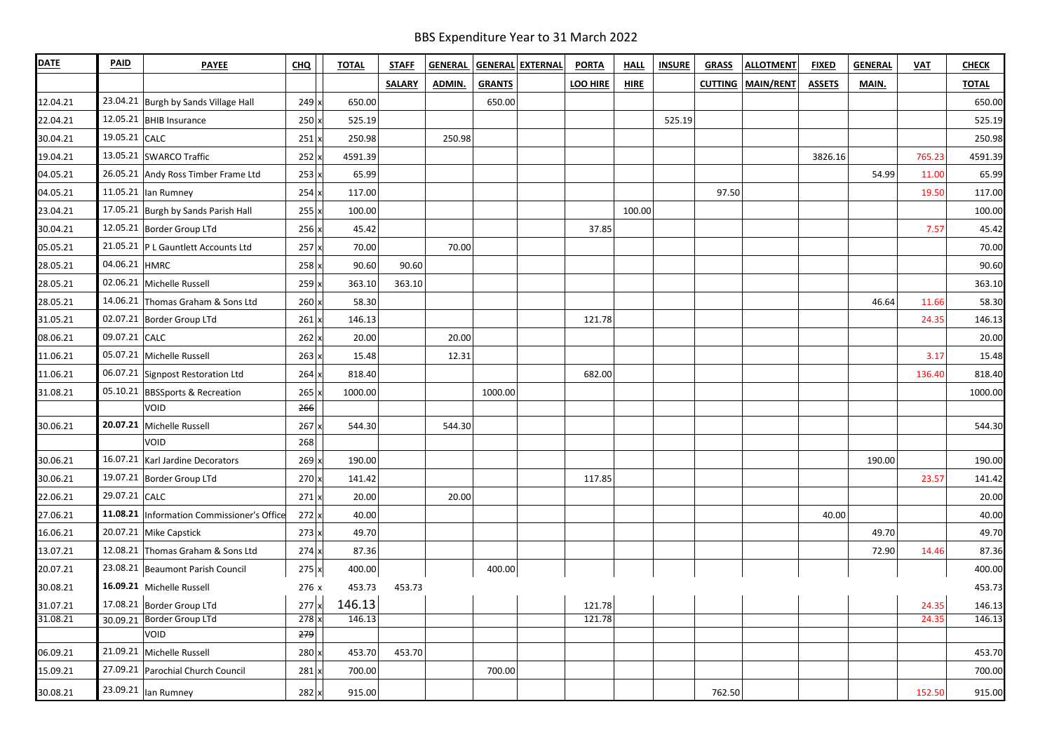# BBS Expenditure Year to 31 March 2022

| DATE | PAID | PAYEE | CHQ | | TOTAL | STAFF SALARY | GENERAL ADMIN. | GENERAL GRANTS | EXTERNAL | PORTA LOO HIRE | HALL HIRE | INSURE | GRASS CUTTING | ALLOTMENT MAIN/RENT | FIXED ASSETS | GENERAL MAIN. | VAT | CHECK TOTAL |
|---|---|---|---|---|---|---|---|---|---|---|---|---|---|---|---|---|---|---|
| 12.04.21 | 23.04.21 | Burgh by Sands Village Hall | 249 | x | 650.00 | | | 650.00 | | | | | | | | | | 650.00 |
| 22.04.21 | 12.05.21 | BHIB Insurance | 250 | x | 525.19 | | | | | | | 525.19 | | | | | | 525.19 |
| 30.04.21 | 19.05.21 | CALC | 251 | x | 250.98 | | 250.98 | | | | | | | | | | | 250.98 |
| 19.04.21 | 13.05.21 | SWARCO Traffic | 252 | x | 4591.39 | | | | | | | | | | 3826.16 | | 765.23 | 4591.39 |
| 04.05.21 | 26.05.21 | Andy Ross Timber Frame Ltd | 253 | x | 65.99 | | | | | | | | | | | 54.99 | 11.00 | 65.99 |
| 04.05.21 | 11.05.21 | Ian Rumney | 254 | x | 117.00 | | | | | | | | 97.50 | | | | 19.50 | 117.00 |
| 23.04.21 | 17.05.21 | Burgh by Sands Parish Hall | 255 | x | 100.00 | | | | | | 100.00 | | | | | | | 100.00 |
| 30.04.21 | 12.05.21 | Border Group LTd | 256 | x | 45.42 | | | | | 37.85 | | | | | | | 7.57 | 45.42 |
| 05.05.21 | 21.05.21 | P L Gauntlett Accounts Ltd | 257 | x | 70.00 | | 70.00 | | | | | | | | | | | 70.00 |
| 28.05.21 | 04.06.21 | HMRC | 258 | x | 90.60 | 90.60 | | | | | | | | | | | | 90.60 |
| 28.05.21 | 02.06.21 | Michelle Russell | 259 | x | 363.10 | 363.10 | | | | | | | | | | | | 363.10 |
| 28.05.21 | 14.06.21 | Thomas Graham & Sons Ltd | 260 | x | 58.30 | | | | | | | | | | | 46.64 | 11.66 | 58.30 |
| 31.05.21 | 02.07.21 | Border Group LTd | 261 | x | 146.13 | | | | | 121.78 | | | | | | | 24.35 | 146.13 |
| 08.06.21 | 09.07.21 | CALC | 262 | x | 20.00 | | 20.00 | | | | | | | | | | | 20.00 |
| 11.06.21 | 05.07.21 | Michelle Russell | 263 | x | 15.48 | | 12.31 | | | | | | | | | | 3.17 | 15.48 |
| 11.06.21 | 06.07.21 | Signpost Restoration Ltd | 264 | x | 818.40 | | | | | 682.00 | | | | | | | 136.40 | 818.40 |
| 31.08.21 | 05.10.21 | BBSSports & Recreation | 265 | x | 1000.00 | | | 1000.00 | | | | | | | | | | 1000.00 |
| | | VOID | ~~266~~ | | | | | | | | | | | | | | | |
| 30.06.21 | **20.07.21** | Michelle Russell | 267 | x | 544.30 | | 544.30 | | | | | | | | | | | 544.30 |
| | | VOID | 268 | | | | | | | | | | | | | | | |
| 30.06.21 | 16.07.21 | Karl Jardine Decorators | 269 | x | 190.00 | | | | | | | | | | | 190.00 | | 190.00 |
| 30.06.21 | 19.07.21 | Border Group LTd | 270 | x | 141.42 | | | | | 117.85 | | | | | | | 23.57 | 141.42 |
| 22.06.21 | 29.07.21 | CALC | 271 | x | 20.00 | | 20.00 | | | | | | | | | | | 20.00 |
| 27.06.21 | **11.08.21** | Information Commissioner's Office | 272 | x | 40.00 | | | | | | | | | | 40.00 | | | 40.00 |
| 16.06.21 | 20.07.21 | Mike Capstick | 273 | x | 49.70 | | | | | | | | | | | 49.70 | | 49.70 |
| 13.07.21 | 12.08.21 | Thomas Graham & Sons Ltd | 274 | x | 87.36 | | | | | | | | | | | 72.90 | 14.46 | 87.36 |
| 20.07.21 | 23.08.21 | Beaumont Parish Council | 275 | x | 400.00 | | | 400.00 | | | | | | | | | | 400.00 |
| 30.08.21 | **16.09.21** | Michelle Russell | 276 | x | 453.73 | 453.73 | | | | | | | | | | | | 453.73 |
| 31.07.21 | 17.08.21 | Border Group LTd | 277 | x | 146.13 | | | | | 121.78 | | | | | | | 24.35 | 146.13 |
| 31.08.21 | 30.09.21 | Border Group LTd | 278 | x | 146.13 | | | | | 121.78 | | | | | | | 24.35 | 146.13 |
| | | VOID | ~~279~~ | | | | | | | | | | | | | | | |
| 06.09.21 | 21.09.21 | Michelle Russell | 280 | x | 453.70 | 453.70 | | | | | | | | | | | | 453.70 |
| 15.09.21 | 27.09.21 | Parochial Church Council | 281 | x | 700.00 | | | 700.00 | | | | | | | | | | 700.00 |
| 30.08.21 | 23.09.21 | Ian Rumney | 282 | x | 915.00 | | | | | | | | 762.50 | | | | 152.50 | 915.00 |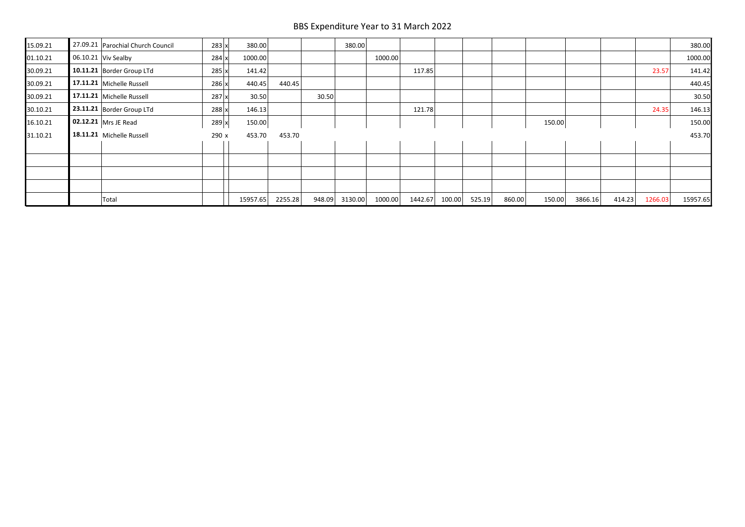# BBS Expenditure Year to 31 March 2022

| | | | | | | | | | | | | | | | | | | |
|---|---|---|---|---|---|---|---|---|---|---|---|---|---|---|---|---|---|---|
| 15.09.21 | 27.09.21 | Parochial Church Council | 283 | x | 380.00 | | | 380.00 | | | | | | | | | | 380.00 |
| 01.10.21 | 06.10.21 | Viv Sealby | 284 | x | 1000.00 | | | | 1000.00 | | | | | | | | | 1000.00 |
| 30.09.21 | **10.11.21** | Border Group LTd | 285 | x | 141.42 | | | | | 117.85 | | | | | | | 23.57 | 141.42 |
| 30.09.21 | **17.11.21** | Michelle Russell | 286 | x | 440.45 | 440.45 | | | | | | | | | | | | 440.45 |
| 30.09.21 | **17.11.21** | Michelle Russell | 287 | x | 30.50 | | 30.50 | | | | | | | | | | | 30.50 |
| 30.10.21 | **23.11.21** | Border Group LTd | 288 | x | 146.13 | | | | | 121.78 | | | | | | | 24.35 | 146.13 |
| 16.10.21 | **02.12.21** | Mrs JE Read | 289 | x | 150.00 | | | | | | | | | 150.00 | | | | 150.00 |
| 31.10.21 | **18.11.21** | Michelle Russell | 290 | x | 453.70 | 453.70 | | | | | | | | | | | | 453.70 |
| | | | | | | | | | | | | | | | | | | |
| | | | | | | | | | | | | | | | | | | |
| | | | | | | | | | | | | | | | | | | |
| | | | | | | | | | | | | | | | | | | |
| | | Total | | | 15957.65 | 2255.28 | 948.09 | 3130.00 | 1000.00 | 1442.67 | 100.00 | 525.19 | 860.00 | 150.00 | 3866.16 | 414.23 | 1266.03 | 15957.65 |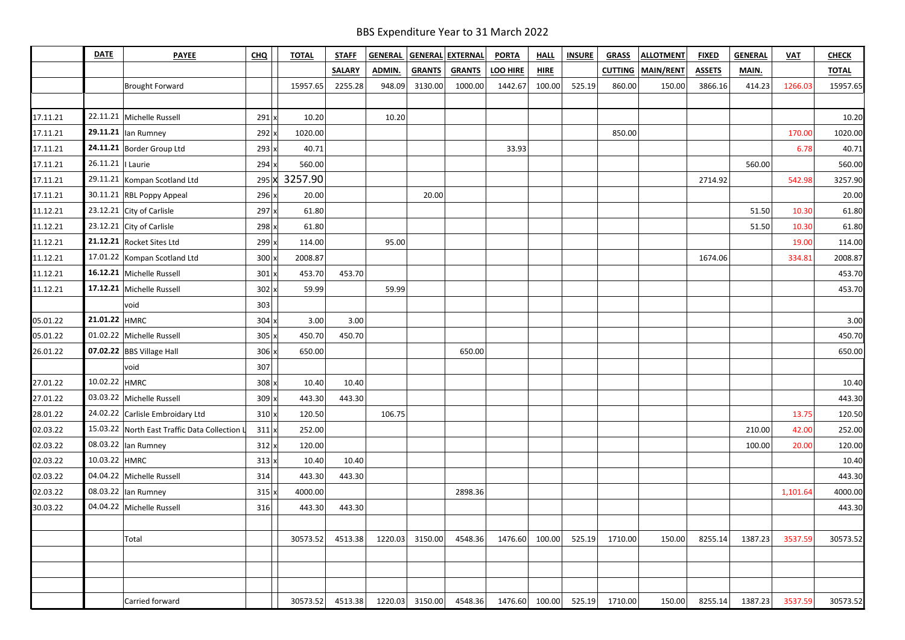# BBS Expenditure Year to 31 March 2022

| | DATE | PAYEE | CHQ | | TOTAL | STAFF SALARY | GENERAL ADMIN. | GENERAL GRANTS | EXTERNAL GRANTS | PORTA LOO HIRE | HALL HIRE | INSURE | GRASS CUTTING | ALLOTMENT MAIN/RENT | FIXED ASSETS | GENERAL MAIN. | VAT | CHECK TOTAL |
|---|---|---|---|---|---|---|---|---|---|---|---|---|---|---|---|---|---|---|
| | | Brought Forward | | | 15957.65 | 2255.28 | 948.09 | 3130.00 | 1000.00 | 1442.67 | 100.00 | 525.19 | 860.00 | 150.00 | 3866.16 | 414.23 | 1266.03 | 15957.65 |
| | | | | | | | | | | | | | | | | | | |
| 17.11.21 | 22.11.21 | Michelle Russell | 291 | x | 10.20 | | 10.20 | | | | | | | | | | | 10.20 |
| 17.11.21 | **29.11.21** | Ian Rumney | 292 | x | 1020.00 | | | | | | | | 850.00 | | | | 170.00 | 1020.00 |
| 17.11.21 | **24.11.21** | Border Group Ltd | 293 | x | 40.71 | | | | | 33.93 | | | | | | | 6.78 | 40.71 |
| 17.11.21 | 26.11.21 | I Laurie | 294 | x | 560.00 | | | | | | | | | | | 560.00 | | 560.00 |
| 17.11.21 | 29.11.21 | Kompan Scotland Ltd | 295 | x | 3257.90 | | | | | | | | | | 2714.92 | | 542.98 | 3257.90 |
| 17.11.21 | 30.11.21 | RBL Poppy Appeal | 296 | x | 20.00 | | | 20.00 | | | | | | | | | | 20.00 |
| 11.12.21 | 23.12.21 | City of Carlisle | 297 | x | 61.80 | | | | | | | | | | | 51.50 | 10.30 | 61.80 |
| 11.12.21 | 23.12.21 | City of Carlisle | 298 | x | 61.80 | | | | | | | | | | | 51.50 | 10.30 | 61.80 |
| 11.12.21 | **21.12.21** | Rocket Sites Ltd | 299 | x | 114.00 | | 95.00 | | | | | | | | | | 19.00 | 114.00 |
| 11.12.21 | 17.01.22 | Kompan Scotland Ltd | 300 | x | 2008.87 | | | | | | | | | | 1674.06 | | 334.81 | 2008.87 |
| 11.12.21 | **16.12.21** | Michelle Russell | 301 | x | 453.70 | 453.70 | | | | | | | | | | | | 453.70 |
| 11.12.21 | **17.12.21** | Michelle Russell | 302 | x | 59.99 | | 59.99 | | | | | | | | | | | 453.70 |
| | | void | 303 | | | | | | | | | | | | | | | |
| 05.01.22 | **21.01.22** | HMRC | 304 | x | 3.00 | 3.00 | | | | | | | | | | | | 3.00 |
| 05.01.22 | 01.02.22 | Michelle Russell | 305 | x | 450.70 | 450.70 | | | | | | | | | | | | 450.70 |
| 26.01.22 | **07.02.22** | BBS Village Hall | 306 | x | 650.00 | | | | 650.00 | | | | | | | | | 650.00 |
| | | void | 307 | | | | | | | | | | | | | | | |
| 27.01.22 | 10.02.22 | HMRC | 308 | x | 10.40 | 10.40 | | | | | | | | | | | | 10.40 |
| 27.01.22 | 03.03.22 | Michelle Russell | 309 | x | 443.30 | 443.30 | | | | | | | | | | | | 443.30 |
| 28.01.22 | 24.02.22 | Carlisle Embroidary Ltd | 310 | x | 120.50 | | 106.75 | | | | | | | | | | 13.75 | 120.50 |
| 02.03.22 | 15.03.22 | North East Traffic Data Collection L | 311 | x | 252.00 | | | | | | | | | | | 210.00 | 42.00 | 252.00 |
| 02.03.22 | 08.03.22 | Ian Rumney | 312 | x | 120.00 | | | | | | | | | | | 100.00 | 20.00 | 120.00 |
| 02.03.22 | 10.03.22 | HMRC | 313 | x | 10.40 | 10.40 | | | | | | | | | | | | 10.40 |
| 02.03.22 | 04.04.22 | Michelle Russell | 314 | | 443.30 | 443.30 | | | | | | | | | | | | 443.30 |
| 02.03.22 | 08.03.22 | Ian Rumney | 315 | x | 4000.00 | | | | 2898.36 | | | | | | | | 1,101.64 | 4000.00 |
| 30.03.22 | 04.04.22 | Michelle Russell | 316 | | 443.30 | 443.30 | | | | | | | | | | | | 443.30 |
| | | | | | | | | | | | | | | | | | | |
| | | Total | | | 30573.52 | 4513.38 | 1220.03 | 3150.00 | 4548.36 | 1476.60 | 100.00 | 525.19 | 1710.00 | 150.00 | 8255.14 | 1387.23 | 3537.59 | 30573.52 |
| | | | | | | | | | | | | | | | | | | |
| | | | | | | | | | | | | | | | | | | |
| | | | | | | | | | | | | | | | | | | |
| | | Carried forward | | | 30573.52 | 4513.38 | 1220.03 | 3150.00 | 4548.36 | 1476.60 | 100.00 | 525.19 | 1710.00 | 150.00 | 8255.14 | 1387.23 | 3537.59 | 30573.52 |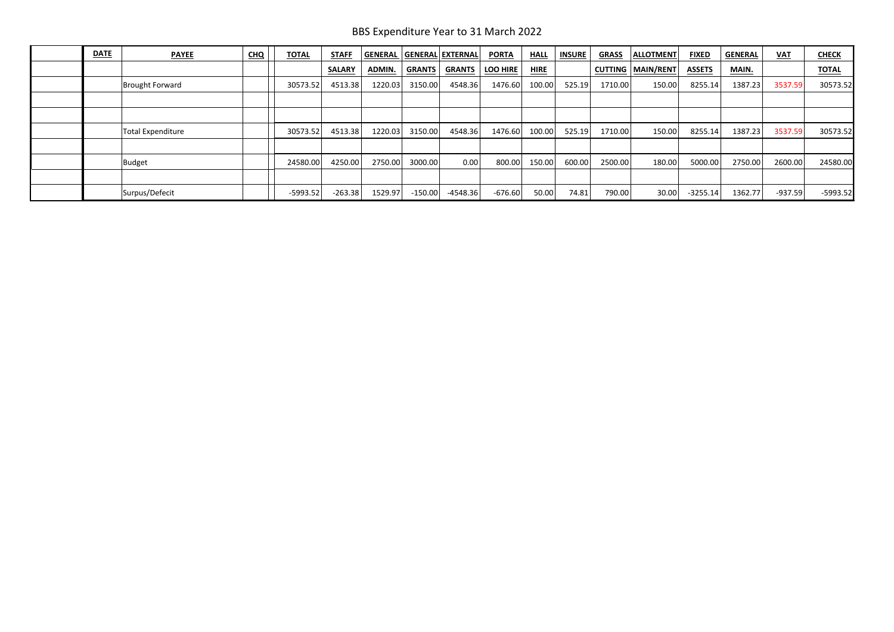# BBS Expenditure Year to 31 March 2022

| | DATE | PAYEE | CHQ | | TOTAL | STAFF SALARY | GENERAL ADMIN. | GENERAL GRANTS | EXTERNAL GRANTS | PORTA LOO HIRE | HALL HIRE | INSURE | GRASS CUTTING | ALLOTMENT MAIN/RENT | FIXED ASSETS | GENERAL MAIN. | VAT | CHECK TOTAL |
|---|---|---|---|---|---|---|---|---|---|---|---|---|---|---|---|---|---|---|
| | | Brought Forward | | | 30573.52 | 4513.38 | 1220.03 | 3150.00 | 4548.36 | 1476.60 | 100.00 | 525.19 | 1710.00 | 150.00 | 8255.14 | 1387.23 | 3537.59 | 30573.52 |
| | | | | | | | | | | | | | | | | | | |
| | | | | | | | | | | | | | | | | | | |
| | | Total Expenditure | | | 30573.52 | 4513.38 | 1220.03 | 3150.00 | 4548.36 | 1476.60 | 100.00 | 525.19 | 1710.00 | 150.00 | 8255.14 | 1387.23 | 3537.59 | 30573.52 |
| | | | | | | | | | | | | | | | | | | |
| | | Budget | | | 24580.00 | 4250.00 | 2750.00 | 3000.00 | 0.00 | 800.00 | 150.00 | 600.00 | 2500.00 | 180.00 | 5000.00 | 2750.00 | 2600.00 | 24580.00 |
| | | | | | | | | | | | | | | | | | | |
| | | Surpus/Defecit | | | -5993.52 | -263.38 | 1529.97 | -150.00 | -4548.36 | -676.60 | 50.00 | 74.81 | 790.00 | 30.00 | -3255.14 | 1362.77 | -937.59 | -5993.52 |